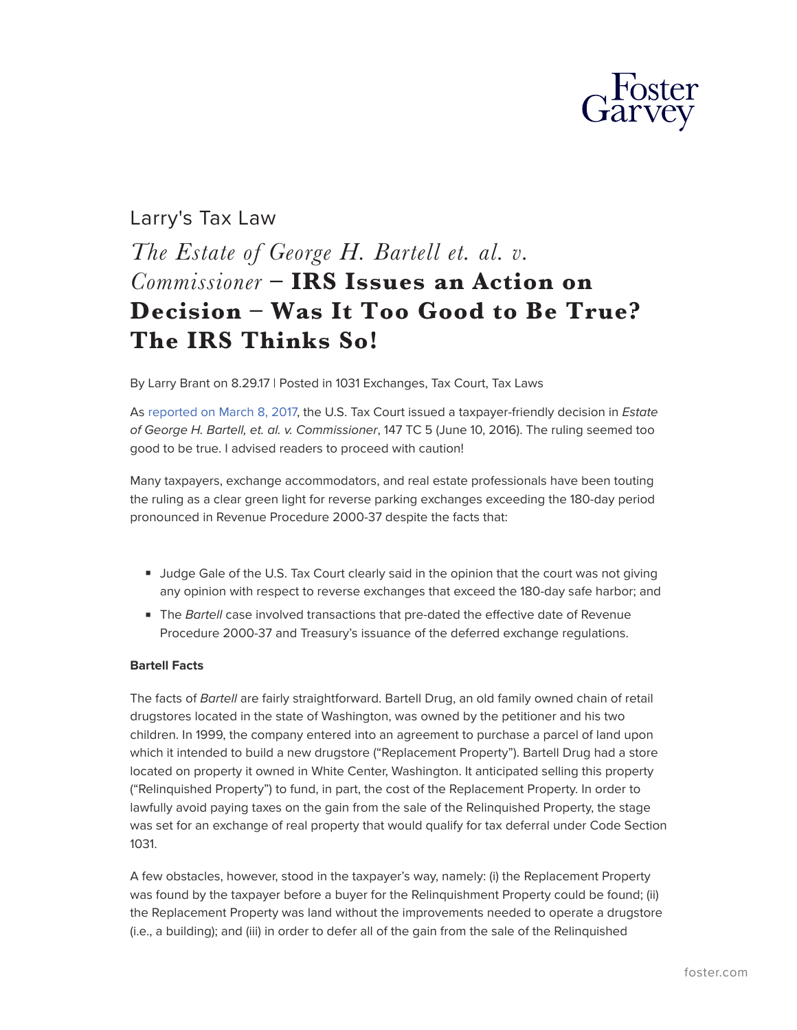Larry's Tax Law

# *The Estate of George H. Bartell et. al. v. Commissioner* – IRS Issues an Action on Decision – Was It Too Good to Be True? The IRS Thinks So!

By Larry Brant on 8.29.17 | Posted in 1031 Exchanges, Tax Court, Tax Laws

As reported on March 8, 2017, the U.S. Tax Court issued a taxpayer-friendly decision in *Estate of George H. Bartell, et. al. v. Commissioner*, 147 TC 5 (June 10, 2016). The ruling seemed too good to be true. I advised readers to proceed with caution!

Many taxpayers, exchange accommodators, and real estate professionals have been touting the ruling as a clear green light for reverse parking exchanges exceeding the 180-day period pronounced in Revenue Procedure 2000-37 despite the facts that:

- Judge Gale of the U.S. Tax Court clearly said in the opinion that the court was not giving any opinion with respect to reverse exchanges that exceed the 180-day safe harbor; and
- The *Bartell* case involved transactions that pre-dated the effective date of Revenue Procedure 2000-37 and Treasury's issuance of the deferred exchange regulations.

**Bartell Facts**

The facts of *Bartell* are fairly straightforward. Bartell Drug, an old family owned chain of retail drugstores located in the state of Washington, was owned by the petitioner and his two children. In 1999, the company entered into an agreement to purchase a parcel of land upon which it intended to build a new drugstore ("Replacement Property"). Bartell Drug had a store located on property it owned in White Center, Washington. It anticipated selling this property ("Relinquished Property") to fund, in part, the cost of the Replacement Property. In order to lawfully avoid paying taxes on the gain from the sale of the Relinquished Property, the stage was set for an exchange of real property that would qualify for tax deferral under Code Section 1031.

A few obstacles, however, stood in the taxpayer's way, namely: (i) the Replacement Property was found by the taxpayer before a buyer for the Relinquishment Property could be found; (ii) the Replacement Property was land without the improvements needed to operate a drugstore (i.e., a building); and (iii) in order to defer all of the gain from the sale of the Relinquished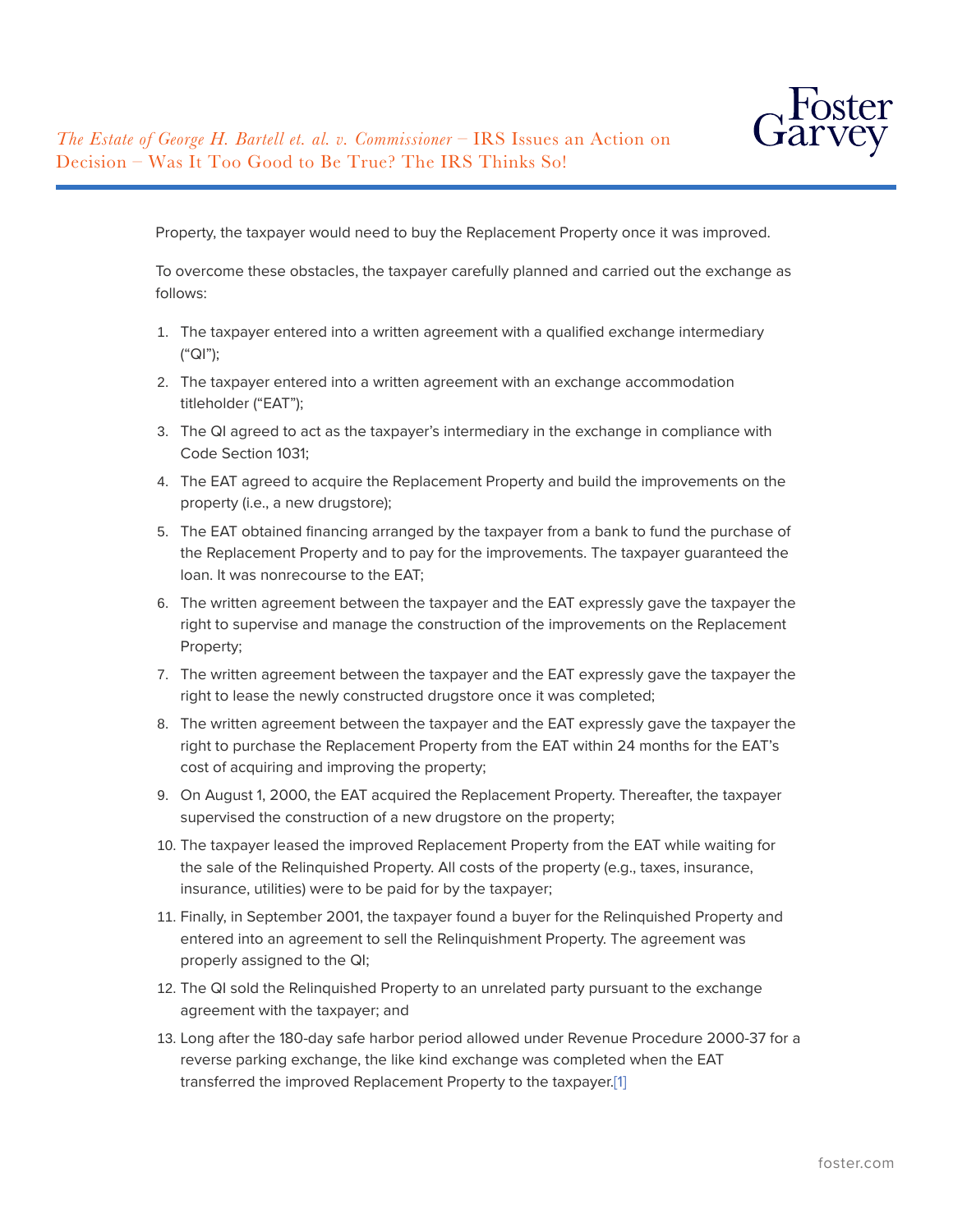Property, the taxpayer would need to buy the Replacement Property once it was improved.

To overcome these obstacles, the taxpayer carefully planned and carried out the exchange as follows:

1. The taxpayer entered into a written agreement with a qualified exchange intermediary (“QI”);
2. The taxpayer entered into a written agreement with an exchange accommodation titleholder (“EAT”);
3. The QI agreed to act as the taxpayer’s intermediary in the exchange in compliance with Code Section 1031;
4. The EAT agreed to acquire the Replacement Property and build the improvements on the property (i.e., a new drugstore);
5. The EAT obtained financing arranged by the taxpayer from a bank to fund the purchase of the Replacement Property and to pay for the improvements. The taxpayer guaranteed the loan. It was nonrecourse to the EAT;
6. The written agreement between the taxpayer and the EAT expressly gave the taxpayer the right to supervise and manage the construction of the improvements on the Replacement Property;
7. The written agreement between the taxpayer and the EAT expressly gave the taxpayer the right to lease the newly constructed drugstore once it was completed;
8. The written agreement between the taxpayer and the EAT expressly gave the taxpayer the right to purchase the Replacement Property from the EAT within 24 months for the EAT’s cost of acquiring and improving the property;
9. On August 1, 2000, the EAT acquired the Replacement Property. Thereafter, the taxpayer supervised the construction of a new drugstore on the property;
10. The taxpayer leased the improved Replacement Property from the EAT while waiting for the sale of the Relinquished Property. All costs of the property (e.g., taxes, insurance, insurance, utilities) were to be paid for by the taxpayer;
11. Finally, in September 2001, the taxpayer found a buyer for the Relinquished Property and entered into an agreement to sell the Relinquishment Property. The agreement was properly assigned to the QI;
12. The QI sold the Relinquished Property to an unrelated party pursuant to the exchange agreement with the taxpayer; and
13. Long after the 180-day safe harbor period allowed under Revenue Procedure 2000-37 for a reverse parking exchange, the like kind exchange was completed when the EAT transferred the improved Replacement Property to the taxpayer.[1]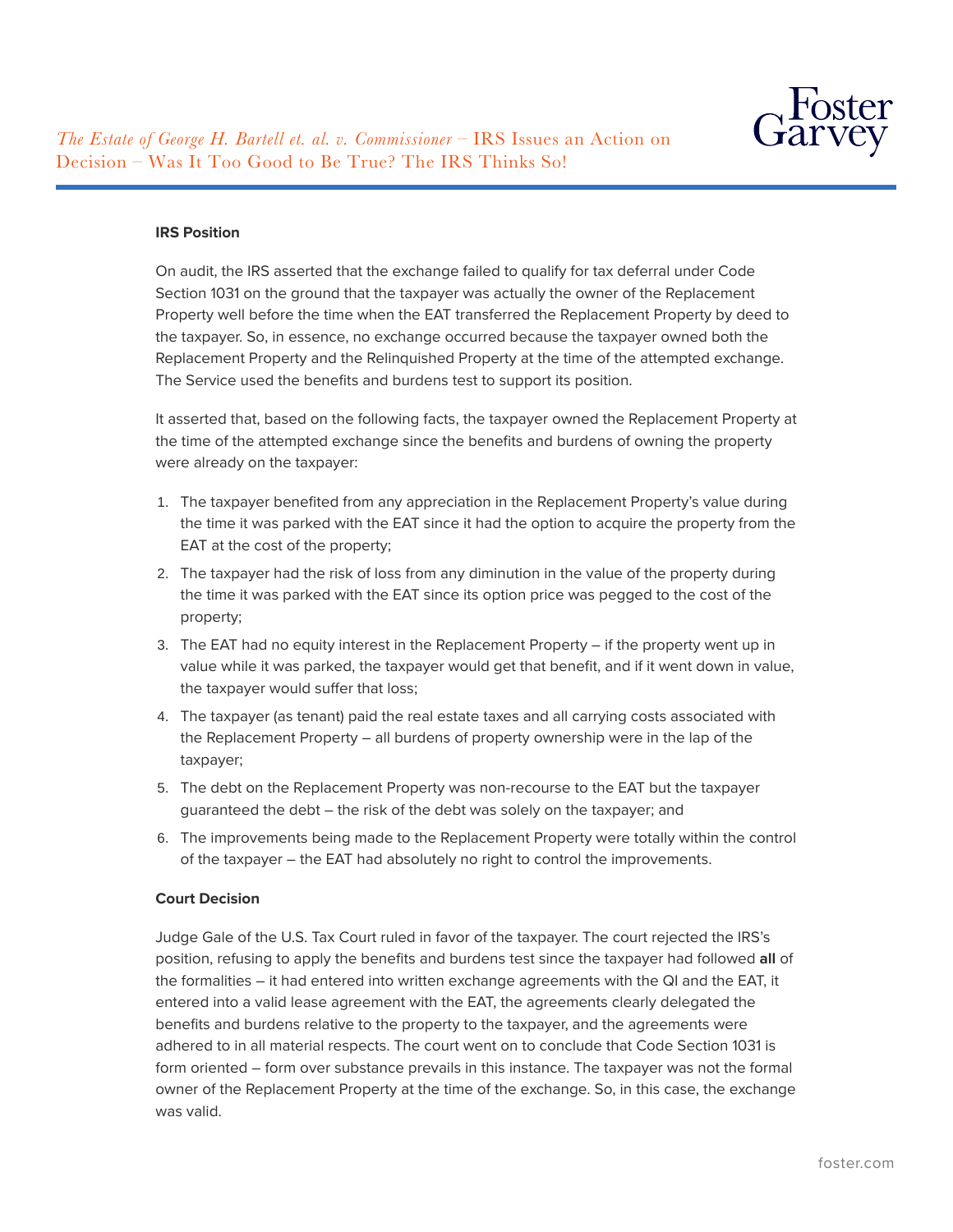**IRS Position**

On audit, the IRS asserted that the exchange failed to qualify for tax deferral under Code Section 1031 on the ground that the taxpayer was actually the owner of the Replacement Property well before the time when the EAT transferred the Replacement Property by deed to the taxpayer. So, in essence, no exchange occurred because the taxpayer owned both the Replacement Property and the Relinquished Property at the time of the attempted exchange. The Service used the benefits and burdens test to support its position.

It asserted that, based on the following facts, the taxpayer owned the Replacement Property at the time of the attempted exchange since the benefits and burdens of owning the property were already on the taxpayer:

1. The taxpayer benefited from any appreciation in the Replacement Property's value during the time it was parked with the EAT since it had the option to acquire the property from the EAT at the cost of the property;
2. The taxpayer had the risk of loss from any diminution in the value of the property during the time it was parked with the EAT since its option price was pegged to the cost of the property;
3. The EAT had no equity interest in the Replacement Property – if the property went up in value while it was parked, the taxpayer would get that benefit, and if it went down in value, the taxpayer would suffer that loss;
4. The taxpayer (as tenant) paid the real estate taxes and all carrying costs associated with the Replacement Property – all burdens of property ownership were in the lap of the taxpayer;
5. The debt on the Replacement Property was non-recourse to the EAT but the taxpayer guaranteed the debt – the risk of the debt was solely on the taxpayer; and
6. The improvements being made to the Replacement Property were totally within the control of the taxpayer – the EAT had absolutely no right to control the improvements.

**Court Decision**

Judge Gale of the U.S. Tax Court ruled in favor of the taxpayer. The court rejected the IRS's position, refusing to apply the benefits and burdens test since the taxpayer had followed **all** of the formalities – it had entered into written exchange agreements with the QI and the EAT, it entered into a valid lease agreement with the EAT, the agreements clearly delegated the benefits and burdens relative to the property to the taxpayer, and the agreements were adhered to in all material respects. The court went on to conclude that Code Section 1031 is form oriented – form over substance prevails in this instance. The taxpayer was not the formal owner of the Replacement Property at the time of the exchange. So, in this case, the exchange was valid.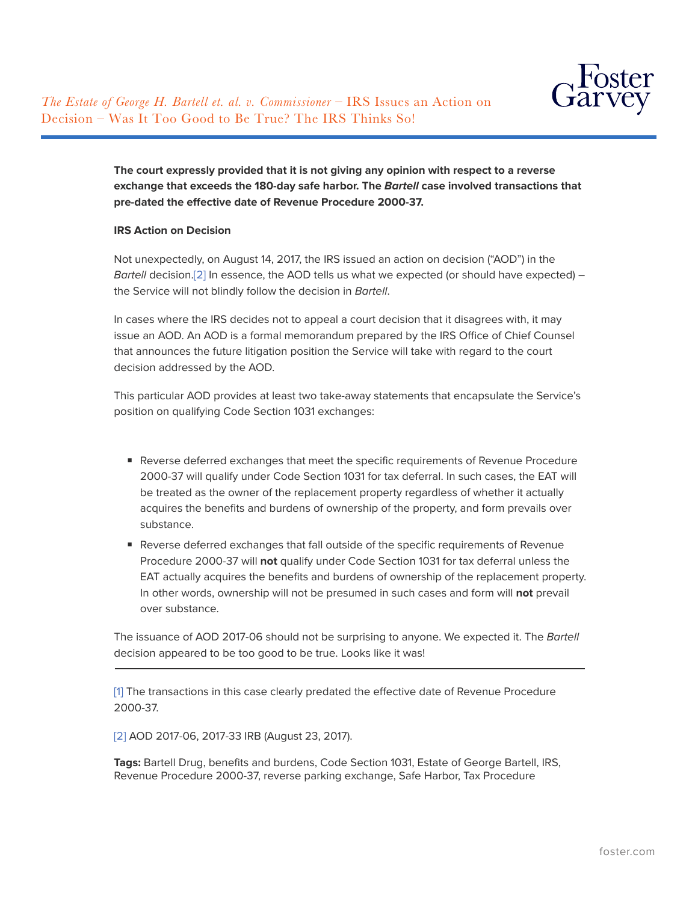**The court expressly provided that it is not giving any opinion with respect to a reverse exchange that exceeds the 180-day safe harbor. The *Bartell* case involved transactions that pre-dated the effective date of Revenue Procedure 2000-37.**

**IRS Action on Decision**

Not unexpectedly, on August 14, 2017, the IRS issued an action on decision ("AOD") in the *Bartell* decision.[2] In essence, the AOD tells us what we expected (or should have expected) – the Service will not blindly follow the decision in *Bartell*.

In cases where the IRS decides not to appeal a court decision that it disagrees with, it may issue an AOD. An AOD is a formal memorandum prepared by the IRS Office of Chief Counsel that announces the future litigation position the Service will take with regard to the court decision addressed by the AOD.

This particular AOD provides at least two take-away statements that encapsulate the Service's position on qualifying Code Section 1031 exchanges:

- Reverse deferred exchanges that meet the specific requirements of Revenue Procedure 2000-37 will qualify under Code Section 1031 for tax deferral. In such cases, the EAT will be treated as the owner of the replacement property regardless of whether it actually acquires the benefits and burdens of ownership of the property, and form prevails over substance.
- Reverse deferred exchanges that fall outside of the specific requirements of Revenue Procedure 2000-37 will **not** qualify under Code Section 1031 for tax deferral unless the EAT actually acquires the benefits and burdens of ownership of the replacement property. In other words, ownership will not be presumed in such cases and form will **not** prevail over substance.

The issuance of AOD 2017-06 should not be surprising to anyone. We expected it. The *Bartell* decision appeared to be too good to be true. Looks like it was!

---

[1] The transactions in this case clearly predated the effective date of Revenue Procedure 2000-37.

[2] AOD 2017-06, 2017-33 IRB (August 23, 2017).

**Tags:** Bartell Drug, benefits and burdens, Code Section 1031, Estate of George Bartell, IRS, Revenue Procedure 2000-37, reverse parking exchange, Safe Harbor, Tax Procedure